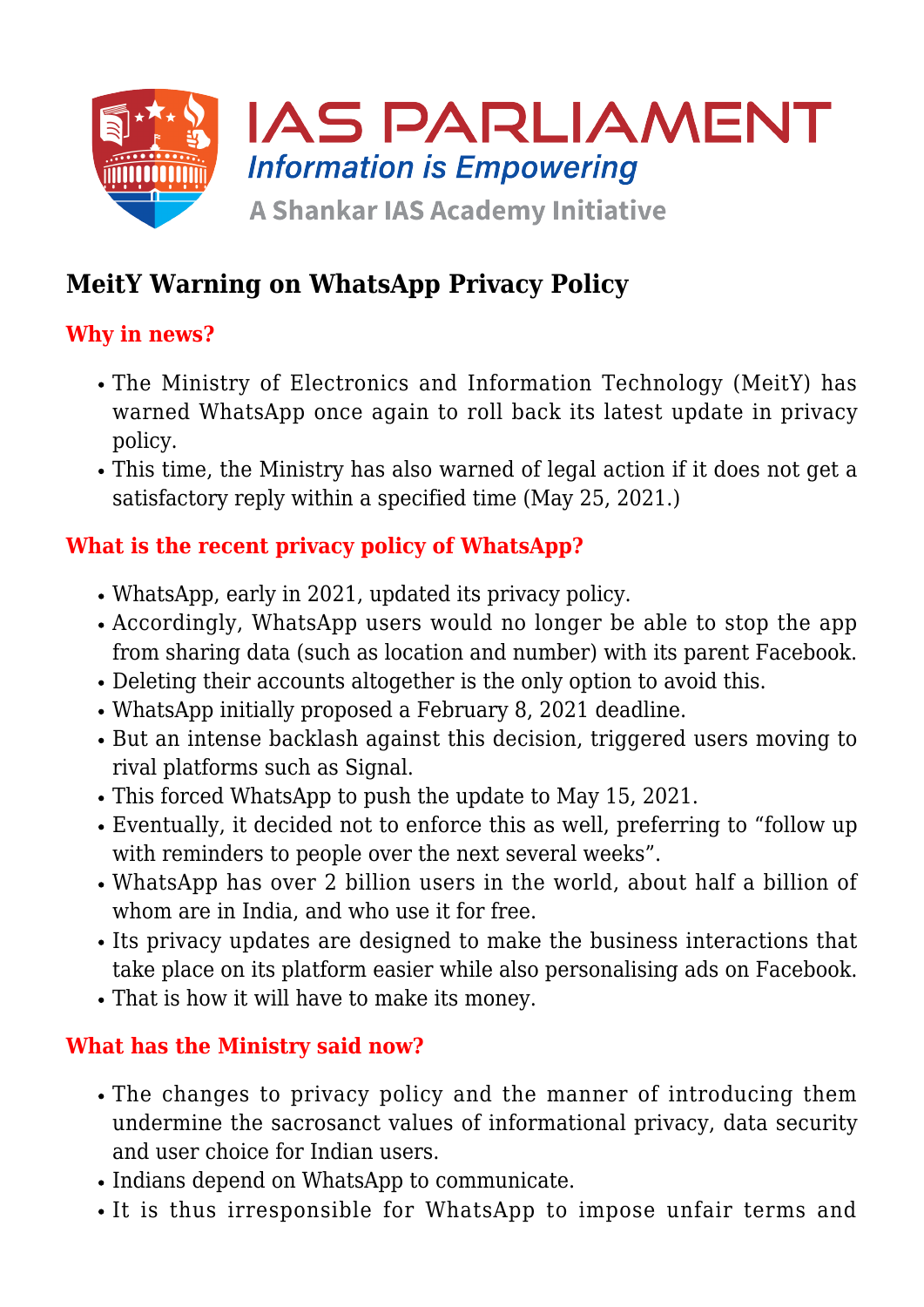# MeitY Warning on WhatsApp Privacy Policy

## Why in news?

- The Ministry of Electronics and Information Technology (MeitY) has warned WhatsApp once again to roll back its latest update in privacy policy.
- This time, the Ministry has also warned of legal action if it does not get a satisfactory reply within a specified time (May 25, 2021.)

## What is the recent privacy policy of WhatsApp?

- WhatsApp, early in 2021, updated its privacy policy.
- Accordingly, WhatsApp users would no longer be able to stop the app from sharing data (such as location and number) with its parent Facebook.
- Deleting their accounts altogether is the only option to avoid this.
- WhatsApp initially proposed a February 8, 2021 deadline.
- But an intense backlash against this decision, triggered users moving to rival platforms such as Signal.
- This forced WhatsApp to push the update to May 15, 2021.
- Eventually, it decided not to enforce this as well, preferring to "follow up with reminders to people over the next several weeks".
- WhatsApp has over 2 billion users in the world, about half a billion of whom are in India, and who use it for free.
- Its privacy updates are designed to make the business interactions that take place on its platform easier while also personalising ads on Facebook.
- That is how it will have to make its money.

## What has the Ministry said now?

- The changes to privacy policy and the manner of introducing them undermine the sacrosanct values of informational privacy, data security and user choice for Indian users.
- Indians depend on WhatsApp to communicate.
- It is thus irresponsible for WhatsApp to impose unfair terms and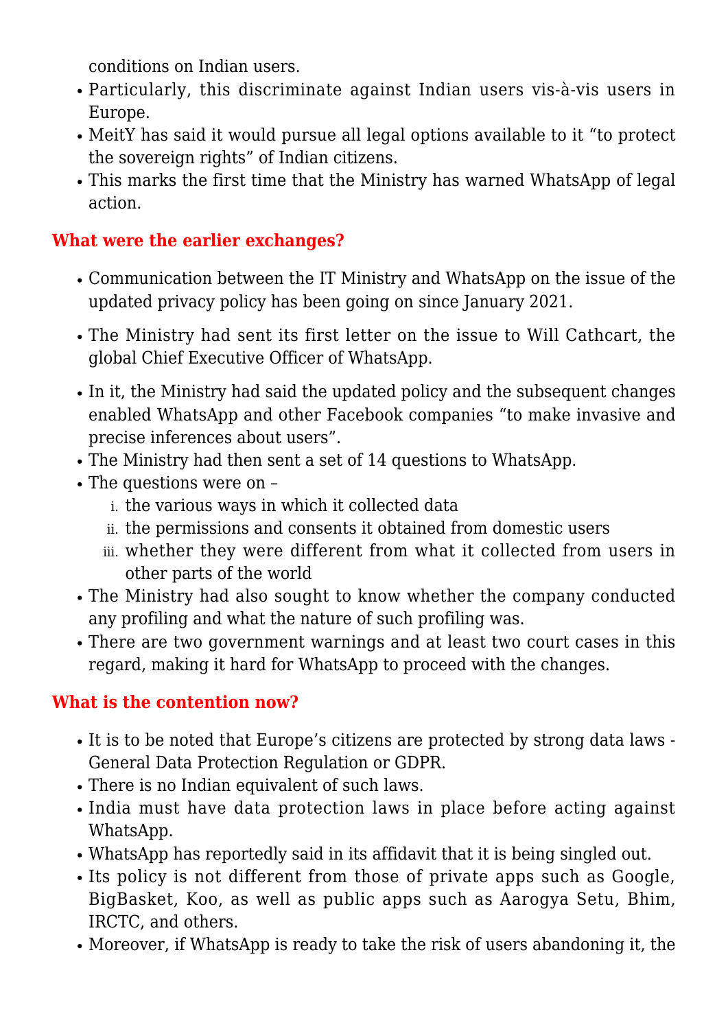conditions on Indian users.

- Particularly, this discriminate against Indian users vis-à-vis users in Europe.
- MeitY has said it would pursue all legal options available to it "to protect the sovereign rights" of Indian citizens.
- This marks the first time that the Ministry has warned WhatsApp of legal action.

## What were the earlier exchanges?

- Communication between the IT Ministry and WhatsApp on the issue of the updated privacy policy has been going on since January 2021.
- The Ministry had sent its first letter on the issue to Will Cathcart, the global Chief Executive Officer of WhatsApp.
- In it, the Ministry had said the updated policy and the subsequent changes enabled WhatsApp and other Facebook companies "to make invasive and precise inferences about users".
- The Ministry had then sent a set of 14 questions to WhatsApp.
- The questions were on –
    1. the various ways in which it collected data
    2. the permissions and consents it obtained from domestic users
    3. whether they were different from what it collected from users in other parts of the world
- The Ministry had also sought to know whether the company conducted any profiling and what the nature of such profiling was.
- There are two government warnings and at least two court cases in this regard, making it hard for WhatsApp to proceed with the changes.

## What is the contention now?

- It is to be noted that Europe's citizens are protected by strong data laws - General Data Protection Regulation or GDPR.
- There is no Indian equivalent of such laws.
- India must have data protection laws in place before acting against WhatsApp.
- WhatsApp has reportedly said in its affidavit that it is being singled out.
- Its policy is not different from those of private apps such as Google, BigBasket, Koo, as well as public apps such as Aarogya Setu, Bhim, IRCTC, and others.
- Moreover, if WhatsApp is ready to take the risk of users abandoning it, the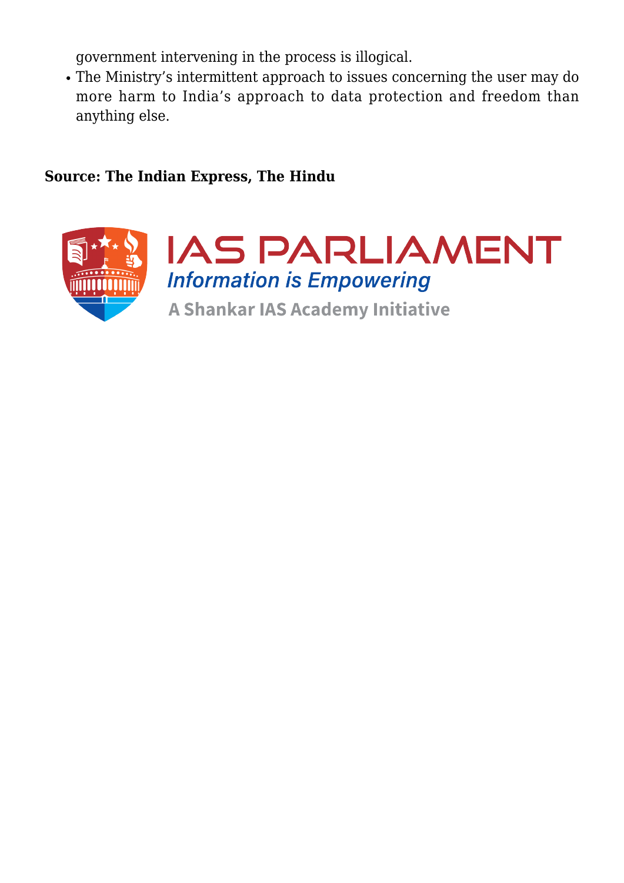government intervening in the process is illogical.

- The Ministry's intermittent approach to issues concerning the user may do more harm to India's approach to data protection and freedom than anything else.

**Source: The Indian Express, The Hindu**